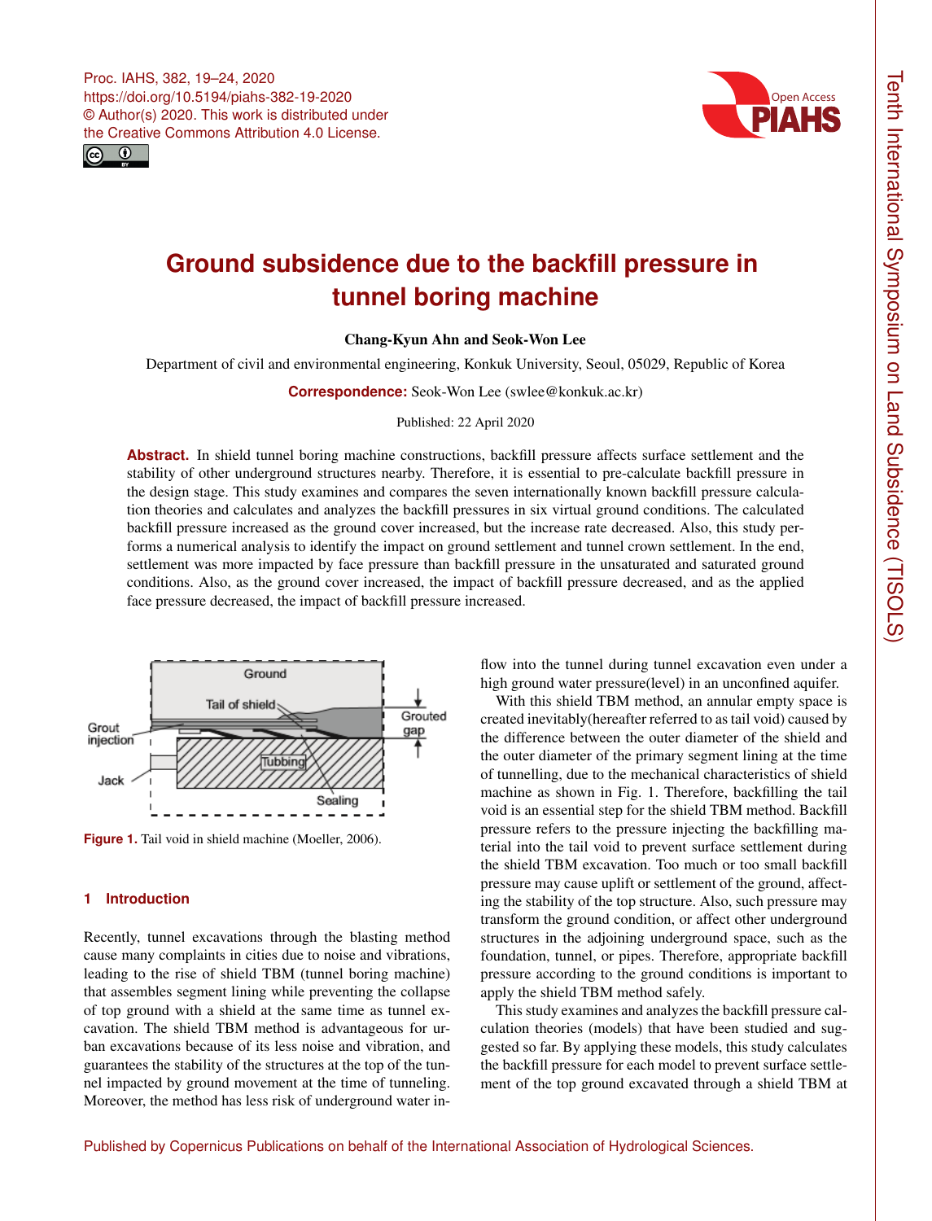# Ground subsidence due to the backfill pressure in tunnel boring machine

**Chang-Kyun Ahn and Seok-Won Lee**

Department of civil and environmental engineering, Konkuk University, Seoul, 05029, Republic of Korea

**Correspondence:** Seok-Won Lee (swlee@konkuk.ac.kr)

Published: 22 April 2020

**Abstract.** In shield tunnel boring machine constructions, backfill pressure affects surface settlement and the stability of other underground structures nearby. Therefore, it is essential to pre-calculate backfill pressure in the design stage. This study examines and compares the seven internationally known backfill pressure calculation theories and calculates and analyzes the backfill pressures in six virtual ground conditions. The calculated backfill pressure increased as the ground cover increased, but the increase rate decreased. Also, this study performs a numerical analysis to identify the impact on ground settlement and tunnel crown settlement. In the end, settlement was more impacted by face pressure than backfill pressure in the unsaturated and saturated ground conditions. Also, as the ground cover increased, the impact of backfill pressure decreased, and as the applied face pressure decreased, the impact of backfill pressure increased.

**Figure 1.** Tail void in shield machine (Moeller, 2006).

## 1 Introduction

Recently, tunnel excavations through the blasting method cause many complaints in cities due to noise and vibrations, leading to the rise of shield TBM (tunnel boring machine) that assembles segment lining while preventing the collapse of top ground with a shield at the same time as tunnel excavation. The shield TBM method is advantageous for urban excavations because of its less noise and vibration, and guarantees the stability of the structures at the top of the tunnel impacted by ground movement at the time of tunneling. Moreover, the method has less risk of underground water inflow into the tunnel during tunnel excavation even under a high ground water pressure(level) in an unconfined aquifer.

With this shield TBM method, an annular empty space is created inevitably(hereafter referred to as tail void) caused by the difference between the outer diameter of the shield and the outer diameter of the primary segment lining at the time of tunnelling, due to the mechanical characteristics of shield machine as shown in Fig. 1. Therefore, backfilling the tail void is an essential step for the shield TBM method. Backfill pressure refers to the pressure injecting the backfilling material into the tail void to prevent surface settlement during the shield TBM excavation. Too much or too small backfill pressure may cause uplift or settlement of the ground, affecting the stability of the top structure. Also, such pressure may transform the ground condition, or affect other underground structures in the adjoining underground space, such as the foundation, tunnel, or pipes. Therefore, appropriate backfill pressure according to the ground conditions is important to apply the shield TBM method safely.

This study examines and analyzes the backfill pressure calculation theories (models) that have been studied and suggested so far. By applying these models, this study calculates the backfill pressure for each model to prevent surface settlement of the top ground excavated through a shield TBM at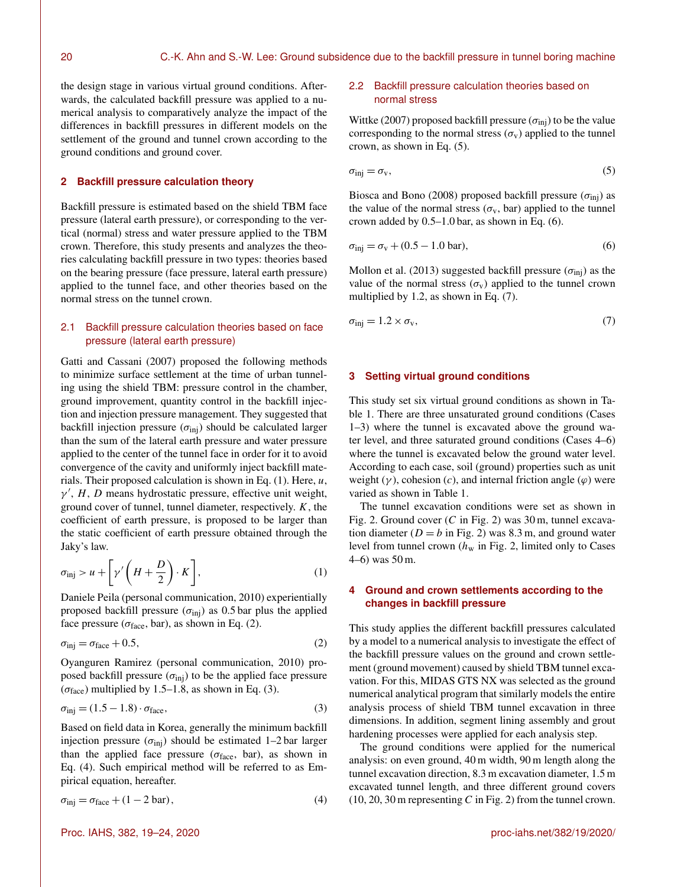the design stage in various virtual ground conditions. Afterwards, the calculated backfill pressure was applied to a numerical analysis to comparatively analyze the impact of the differences in backfill pressures in different models on the settlement of the ground and tunnel crown according to the ground conditions and ground cover.

## 2 Backfill pressure calculation theory

Backfill pressure is estimated based on the shield TBM face pressure (lateral earth pressure), or corresponding to the vertical (normal) stress and water pressure applied to the TBM crown. Therefore, this study presents and analyzes the theories calculating backfill pressure in two types: theories based on the bearing pressure (face pressure, lateral earth pressure) applied to the tunnel face, and other theories based on the normal stress on the tunnel crown.

### 2.1 Backfill pressure calculation theories based on face pressure (lateral earth pressure)

Gatti and Cassani (2007) proposed the following methods to minimize surface settlement at the time of urban tunneling using the shield TBM: pressure control in the chamber, ground improvement, quantity control in the backfill injection and injection pressure management. They suggested that backfill injection pressure ($\sigma_{\text{inj}}$) should be calculated larger than the sum of the lateral earth pressure and water pressure applied to the center of the tunnel face in order for it to avoid convergence of the cavity and uniformly inject backfill materials. Their proposed calculation is shown in Eq. (1). Here, $u$, $\gamma'$, $H$, $D$ means hydrostatic pressure, effective unit weight, ground cover of tunnel, tunnel diameter, respectively. $K$, the coefficient of earth pressure, is proposed to be larger than the static coefficient of earth pressure obtained through the Jaky's law.

$$\sigma_{\text{inj}} > u + \left[\gamma'\left(H + \frac{D}{2}\right) \cdot K\right], \tag{1}$$

Daniele Peila (personal communication, 2010) experientially proposed backfill pressure ($\sigma_{\text{inj}}$) as 0.5 bar plus the applied face pressure ($\sigma_{\text{face}}$, bar), as shown in Eq. (2).

$$\sigma_{\text{inj}} = \sigma_{\text{face}} + 0.5, \tag{2}$$

Oyanguren Ramirez (personal communication, 2010) proposed backfill pressure ($\sigma_{\text{inj}}$) to be the applied face pressure ($\sigma_{\text{face}}$) multiplied by 1.5–1.8, as shown in Eq. (3).

$$\sigma_{\text{inj}} = (1.5 - 1.8) \cdot \sigma_{\text{face}}, \tag{3}$$

Based on field data in Korea, generally the minimum backfill injection pressure ($\sigma_{\text{inj}}$) should be estimated 1–2 bar larger than the applied face pressure ($\sigma_{\text{face}}$, bar), as shown in Eq. (4). Such empirical method will be referred to as Empirical equation, hereafter.

$$\sigma_{\text{inj}} = \sigma_{\text{face}} + (1 - 2\ \text{bar}), \tag{4}$$

### 2.2 Backfill pressure calculation theories based on normal stress

Wittke (2007) proposed backfill pressure ($\sigma_{\text{inj}}$) to be the value corresponding to the normal stress ($\sigma_{\text{v}}$) applied to the tunnel crown, as shown in Eq. (5).

$$\sigma_{\text{inj}} = \sigma_{\text{v}}, \tag{5}$$

Biosca and Bono (2008) proposed backfill pressure ($\sigma_{\text{inj}}$) as the value of the normal stress ($\sigma_{\text{v}}$, bar) applied to the tunnel crown added by 0.5–1.0 bar, as shown in Eq. (6).

$$\sigma_{\text{inj}} = \sigma_{\text{v}} + (0.5 - 1.0\ \text{bar}), \tag{6}$$

Mollon et al. (2013) suggested backfill pressure ($\sigma_{\text{inj}}$) as the value of the normal stress ($\sigma_{\text{v}}$) applied to the tunnel crown multiplied by 1.2, as shown in Eq. (7).

$$\sigma_{\text{inj}} = 1.2 \times \sigma_{\text{v}}, \tag{7}$$

## 3 Setting virtual ground conditions

This study set six virtual ground conditions as shown in Table 1. There are three unsaturated ground conditions (Cases 1–3) where the tunnel is excavated above the ground water level, and three saturated ground conditions (Cases 4–6) where the tunnel is excavated below the ground water level. According to each case, soil (ground) properties such as unit weight ($\gamma$), cohesion ($c$), and internal friction angle ($\varphi$) were varied as shown in Table 1.

The tunnel excavation conditions were set as shown in Fig. 2. Ground cover ($C$ in Fig. 2) was 30 m, tunnel excavation diameter ($D = b$ in Fig. 2) was 8.3 m, and ground water level from tunnel crown ($h_{\text{w}}$ in Fig. 2, limited only to Cases 4–6) was 50 m.

## 4 Ground and crown settlements according to the changes in backfill pressure

This study applies the different backfill pressures calculated by a model to a numerical analysis to investigate the effect of the backfill pressure values on the ground and crown settlement (ground movement) caused by shield TBM tunnel excavation. For this, MIDAS GTS NX was selected as the ground numerical analytical program that similarly models the entire analysis process of shield TBM tunnel excavation in three dimensions. In addition, segment lining assembly and grout hardening processes were applied for each analysis step.

The ground conditions were applied for the numerical analysis: on even ground, 40 m width, 90 m length along the tunnel excavation direction, 8.3 m excavation diameter, 1.5 m excavated tunnel length, and three different ground covers (10, 20, 30 m representing $C$ in Fig. 2) from the tunnel crown.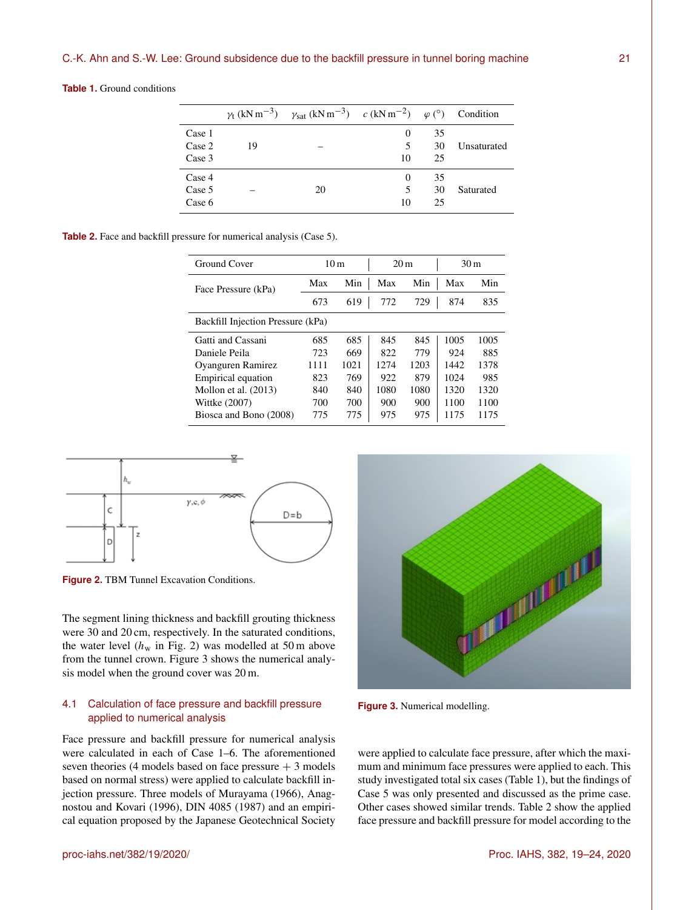**Table 1.** Ground conditions

| | $\gamma_t$ (kN m$^{-3}$) | $\gamma_{sat}$ (kN m$^{-3}$) | $c$ (kN m$^{-2}$) | $\varphi$ (°) | Condition |
|---|---|---|---|---|---|
| Case 1 | | | 0 | 35 | |
| Case 2 | 19 | – | 5 | 30 | Unsaturated |
| Case 3 | | | 10 | 25 | |
| Case 4 | | | 0 | 35 | |
| Case 5 | – | 20 | 5 | 30 | Saturated |
| Case 6 | | | 10 | 25 | |

**Table 2.** Face and backfill pressure for numerical analysis (Case 5).

| Ground Cover | 10 m | | 20 m | | 30 m | |
|---|---|---|---|---|---|---|
| Face Pressure (kPa) | Max | Min | Max | Min | Max | Min |
| | 673 | 619 | 772 | 729 | 874 | 835 |
| Backfill Injection Pressure (kPa) | | | | | | |
| Gatti and Cassani | 685 | 685 | 845 | 845 | 1005 | 1005 |
| Daniele Peila | 723 | 669 | 822 | 779 | 924 | 885 |
| Oyanguren Ramirez | 1111 | 1021 | 1274 | 1203 | 1442 | 1378 |
| Empirical equation | 823 | 769 | 922 | 879 | 1024 | 985 |
| Mollon et al. (2013) | 840 | 840 | 1080 | 1080 | 1320 | 1320 |
| Wittke (2007) | 700 | 700 | 900 | 900 | 1100 | 1100 |
| Biosca and Bono (2008) | 775 | 775 | 975 | 975 | 1175 | 1175 |

**Figure 2.** TBM Tunnel Excavation Conditions.

The segment lining thickness and backfill grouting thickness were 30 and 20 cm, respectively. In the saturated conditions, the water level ($h_w$ in Fig. 2) was modelled at 50 m above from the tunnel crown. Figure 3 shows the numerical analysis model when the ground cover was 20 m.

**Figure 3.** Numerical modelling.

### 4.1 Calculation of face pressure and backfill pressure applied to numerical analysis

Face pressure and backfill pressure for numerical analysis were calculated in each of Case 1–6. The aforementioned seven theories (4 models based on face pressure + 3 models based on normal stress) were applied to calculate backfill injection pressure. Three models of Murayama (1966), Anagnostou and Kovari (1996), DIN 4085 (1987) and an empirical equation proposed by the Japanese Geotechnical Society were applied to calculate face pressure, after which the maximum and minimum face pressures were applied to each. This study investigated total six cases (Table 1), but the findings of Case 5 was only presented and discussed as the prime case. Other cases showed similar trends. Table 2 show the applied face pressure and backfill pressure for model according to the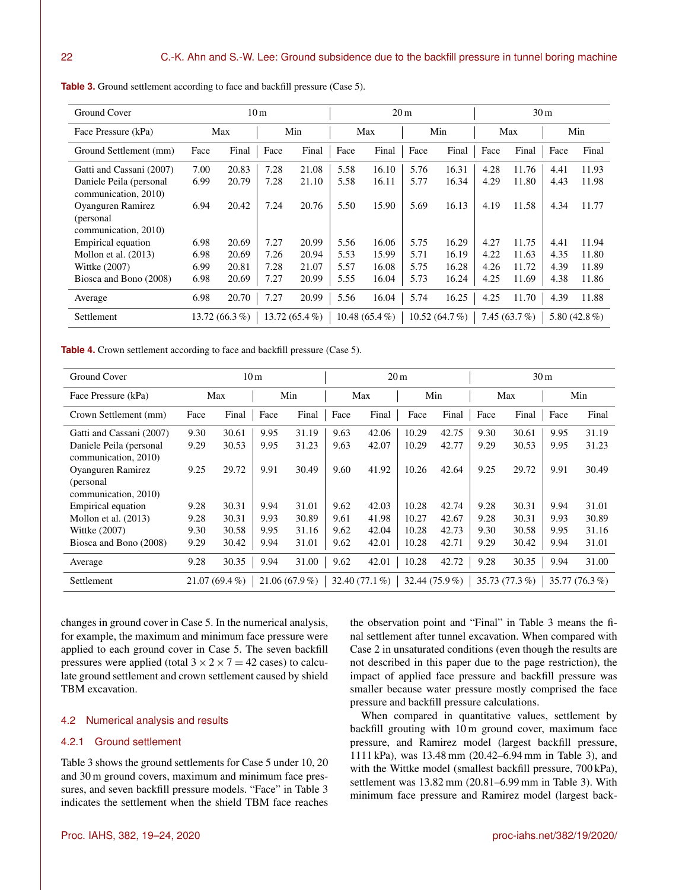**Table 3.** Ground settlement according to face and backfill pressure (Case 5).

| Ground Cover | 10 m | | | | 20 m | | | | 30 m | | | |
|---|---|---|---|---|---|---|---|---|---|---|---|---|
| Face Pressure (kPa) | Max | | Min | | Max | | Min | | Max | | Min | |
| Ground Settlement (mm) | Face | Final | Face | Final | Face | Final | Face | Final | Face | Final | Face | Final |
| Gatti and Cassani (2007) | 7.00 | 20.83 | 7.28 | 21.08 | 5.58 | 16.10 | 5.76 | 16.31 | 4.28 | 11.76 | 4.41 | 11.93 |
| Daniele Peila (personal communication, 2010) | 6.99 | 20.79 | 7.28 | 21.10 | 5.58 | 16.11 | 5.77 | 16.34 | 4.29 | 11.80 | 4.43 | 11.98 |
| Oyanguren Ramirez (personal communication, 2010) | 6.94 | 20.42 | 7.24 | 20.76 | 5.50 | 15.90 | 5.69 | 16.13 | 4.19 | 11.58 | 4.34 | 11.77 |
| Empirical equation | 6.98 | 20.69 | 7.27 | 20.99 | 5.56 | 16.06 | 5.75 | 16.29 | 4.27 | 11.75 | 4.41 | 11.94 |
| Mollon et al. (2013) | 6.98 | 20.69 | 7.26 | 20.94 | 5.53 | 15.99 | 5.71 | 16.19 | 4.22 | 11.63 | 4.35 | 11.80 |
| Wittke (2007) | 6.99 | 20.81 | 7.28 | 21.07 | 5.57 | 16.08 | 5.75 | 16.28 | 4.26 | 11.72 | 4.39 | 11.89 |
| Biosca and Bono (2008) | 6.98 | 20.69 | 7.27 | 20.99 | 5.55 | 16.04 | 5.73 | 16.24 | 4.25 | 11.69 | 4.38 | 11.86 |
| Average | 6.98 | 20.70 | 7.27 | 20.99 | 5.56 | 16.04 | 5.74 | 16.25 | 4.25 | 11.70 | 4.39 | 11.88 |
| Settlement | 13.72 (66.3 %) | | 13.72 (65.4 %) | | 10.48 (65.4 %) | | 10.52 (64.7 %) | | 7.45 (63.7 %) | | 5.80 (42.8 %) | |

**Table 4.** Crown settlement according to face and backfill pressure (Case 5).

| Ground Cover | 10 m | | | | 20 m | | | | 30 m | | | |
|---|---|---|---|---|---|---|---|---|---|---|---|---|
| Face Pressure (kPa) | Max | | Min | | Max | | Min | | Max | | Min | |
| Crown Settlement (mm) | Face | Final | Face | Final | Face | Final | Face | Final | Face | Final | Face | Final |
| Gatti and Cassani (2007) | 9.30 | 30.61 | 9.95 | 31.19 | 9.63 | 42.06 | 10.29 | 42.75 | 9.30 | 30.61 | 9.95 | 31.19 |
| Daniele Peila (personal communication, 2010) | 9.29 | 30.53 | 9.95 | 31.23 | 9.63 | 42.07 | 10.29 | 42.77 | 9.29 | 30.53 | 9.95 | 31.23 |
| Oyanguren Ramirez (personal communication, 2010) | 9.25 | 29.72 | 9.91 | 30.49 | 9.60 | 41.92 | 10.26 | 42.64 | 9.25 | 29.72 | 9.91 | 30.49 |
| Empirical equation | 9.28 | 30.31 | 9.94 | 31.01 | 9.62 | 42.03 | 10.28 | 42.74 | 9.28 | 30.31 | 9.94 | 31.01 |
| Mollon et al. (2013) | 9.28 | 30.31 | 9.93 | 30.89 | 9.61 | 41.98 | 10.27 | 42.67 | 9.28 | 30.31 | 9.93 | 30.89 |
| Wittke (2007) | 9.30 | 30.58 | 9.95 | 31.16 | 9.62 | 42.04 | 10.28 | 42.73 | 9.30 | 30.58 | 9.95 | 31.16 |
| Biosca and Bono (2008) | 9.29 | 30.42 | 9.94 | 31.01 | 9.62 | 42.01 | 10.28 | 42.71 | 9.29 | 30.42 | 9.94 | 31.01 |
| Average | 9.28 | 30.35 | 9.94 | 31.00 | 9.62 | 42.01 | 10.28 | 42.72 | 9.28 | 30.35 | 9.94 | 31.00 |
| Settlement | 21.07 (69.4 %) | | 21.06 (67.9 %) | | 32.40 (77.1 %) | | 32.44 (75.9 %) | | 35.73 (77.3 %) | | 35.77 (76.3 %) | |

changes in ground cover in Case 5. In the numerical analysis, for example, the maximum and minimum face pressure were applied to each ground cover in Case 5. The seven backfill pressures were applied (total $3 \times 2 \times 7 = 42$ cases) to calculate ground settlement and crown settlement caused by shield TBM excavation.

## 4.2 Numerical analysis and results

### 4.2.1 Ground settlement

Table 3 shows the ground settlements for Case 5 under 10, 20 and 30 m ground covers, maximum and minimum face pressures, and seven backfill pressure models. "Face" in Table 3 indicates the settlement when the shield TBM face reaches the observation point and "Final" in Table 3 means the final settlement after tunnel excavation. When compared with Case 2 in unsaturated conditions (even though the results are not described in this paper due to the page restriction), the impact of applied face pressure and backfill pressure was smaller because water pressure mostly comprised the face pressure and backfill pressure calculations.

When compared in quantitative values, settlement by backfill grouting with 10 m ground cover, maximum face pressure, and Ramirez model (largest backfill pressure, 1111 kPa), was 13.48 mm (20.42–6.94 mm in Table 3), and with the Wittke model (smallest backfill pressure, 700 kPa), settlement was 13.82 mm (20.81–6.99 mm in Table 3). With minimum face pressure and Ramirez model (largest back-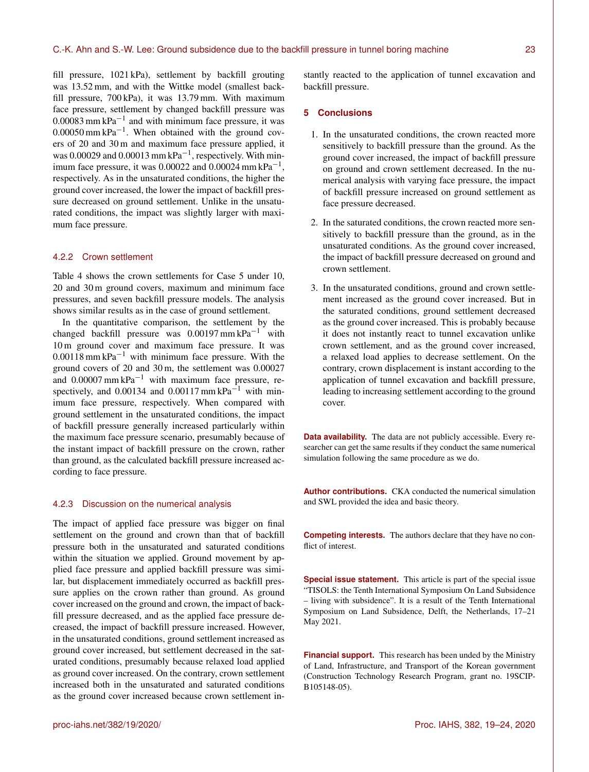fill pressure, 1021 kPa), settlement by backfill grouting was 13.52 mm, and with the Wittke model (smallest backfill pressure, 700 kPa), it was 13.79 mm. With maximum face pressure, settlement by changed backfill pressure was 0.00083 mm $kPa^{-1}$ and with minimum face pressure, it was 0.00050 mm $kPa^{-1}$. When obtained with the ground covers of 20 and 30 m and maximum face pressure applied, it was 0.00029 and 0.00013 mm $kPa^{-1}$, respectively. With minimum face pressure, it was 0.00022 and 0.00024 mm $kPa^{-1}$, respectively. As in the unsaturated conditions, the higher the ground cover increased, the lower the impact of backfill pressure decreased on ground settlement. Unlike in the unsaturated conditions, the impact was slightly larger with maximum face pressure.

### 4.2.2 Crown settlement

Table 4 shows the crown settlements for Case 5 under 10, 20 and 30 m ground covers, maximum and minimum face pressures, and seven backfill pressure models. The analysis shows similar results as in the case of ground settlement.

In the quantitative comparison, the settlement by the changed backfill pressure was 0.00197 mm $kPa^{-1}$ with 10 m ground cover and maximum face pressure. It was 0.00118 mm $kPa^{-1}$ with minimum face pressure. With the ground covers of 20 and 30 m, the settlement was 0.00027 and 0.00007 mm $kPa^{-1}$ with maximum face pressure, respectively, and 0.00134 and 0.00117 mm $kPa^{-1}$ with minimum face pressure, respectively. When compared with ground settlement in the unsaturated conditions, the impact of backfill pressure generally increased particularly within the maximum face pressure scenario, presumably because of the instant impact of backfill pressure on the crown, rather than ground, as the calculated backfill pressure increased according to face pressure.

### 4.2.3 Discussion on the numerical analysis

The impact of applied face pressure was bigger on final settlement on the ground and crown than that of backfill pressure both in the unsaturated and saturated conditions within the situation we applied. Ground movement by applied face pressure and applied backfill pressure was similar, but displacement immediately occurred as backfill pressure applies on the crown rather than ground. As ground cover increased on the ground and crown, the impact of backfill pressure decreased, and as the applied face pressure decreased, the impact of backfill pressure increased. However, in the unsaturated conditions, ground settlement increased as ground cover increased, but settlement decreased in the saturated conditions, presumably because relaxed load applied as ground cover increased. On the contrary, crown settlement increased both in the unsaturated and saturated conditions as the ground cover increased because crown settlement instantly reacted to the application of tunnel excavation and backfill pressure.

## 5 Conclusions

1. In the unsaturated conditions, the crown reacted more sensitively to backfill pressure than the ground. As the ground cover increased, the impact of backfill pressure on ground and crown settlement decreased. In the numerical analysis with varying face pressure, the impact of backfill pressure increased on ground settlement as face pressure decreased.

2. In the saturated conditions, the crown reacted more sensitively to backfill pressure than the ground, as in the unsaturated conditions. As the ground cover increased, the impact of backfill pressure decreased on ground and crown settlement.

3. In the unsaturated conditions, ground and crown settlement increased as the ground cover increased. But in the saturated conditions, ground settlement decreased as the ground cover increased. This is probably because it does not instantly react to tunnel excavation unlike crown settlement, and as the ground cover increased, a relaxed load applies to decrease settlement. On the contrary, crown displacement is instant according to the application of tunnel excavation and backfill pressure, leading to increasing settlement according to the ground cover.

**Data availability.** The data are not publicly accessible. Every researcher can get the same results if they conduct the same numerical simulation following the same procedure as we do.

**Author contributions.** CKA conducted the numerical simulation and SWL provided the idea and basic theory.

**Competing interests.** The authors declare that they have no conflict of interest.

**Special issue statement.** This article is part of the special issue "TISOLS: the Tenth International Symposium On Land Subsidence – living with subsidence". It is a result of the Tenth International Symposium on Land Subsidence, Delft, the Netherlands, 17–21 May 2021.

**Financial support.** This research has been unded by the Ministry of Land, Infrastructure, and Transport of the Korean government (Construction Technology Research Program, grant no. 19SCIP-B105148-05).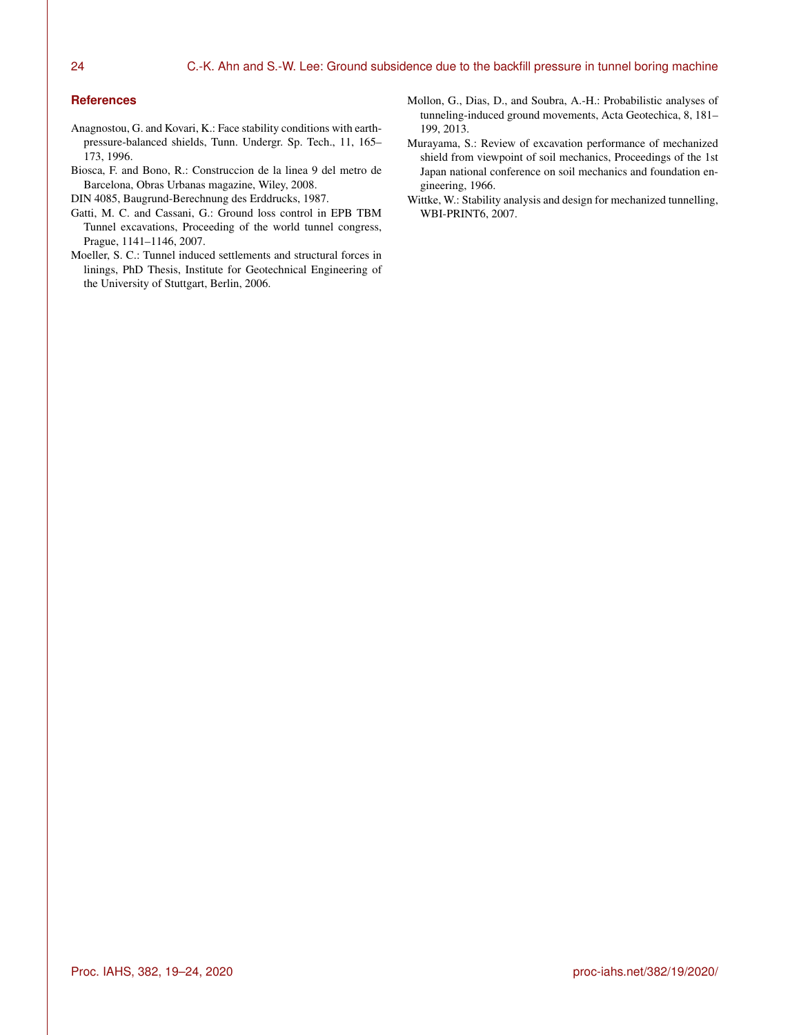## References

Anagnostou, G. and Kovari, K.: Face stability conditions with earth-pressure-balanced shields, Tunn. Undergr. Sp. Tech., 11, 165–173, 1996.

Biosca, F. and Bono, R.: Construccion de la linea 9 del metro de Barcelona, Obras Urbanas magazine, Wiley, 2008.

DIN 4085, Baugrund-Berechnung des Erddrucks, 1987.

Gatti, M. C. and Cassani, G.: Ground loss control in EPB TBM Tunnel excavations, Proceeding of the world tunnel congress, Prague, 1141–1146, 2007.

Moeller, S. C.: Tunnel induced settlements and structural forces in linings, PhD Thesis, Institute for Geotechnical Engineering of the University of Stuttgart, Berlin, 2006.

Mollon, G., Dias, D., and Soubra, A.-H.: Probabilistic analyses of tunneling-induced ground movements, Acta Geotechica, 8, 181–199, 2013.

Murayama, S.: Review of excavation performance of mechanized shield from viewpoint of soil mechanics, Proceedings of the 1st Japan national conference on soil mechanics and foundation engineering, 1966.

Wittke, W.: Stability analysis and design for mechanized tunnelling, WBI-PRINT6, 2007.